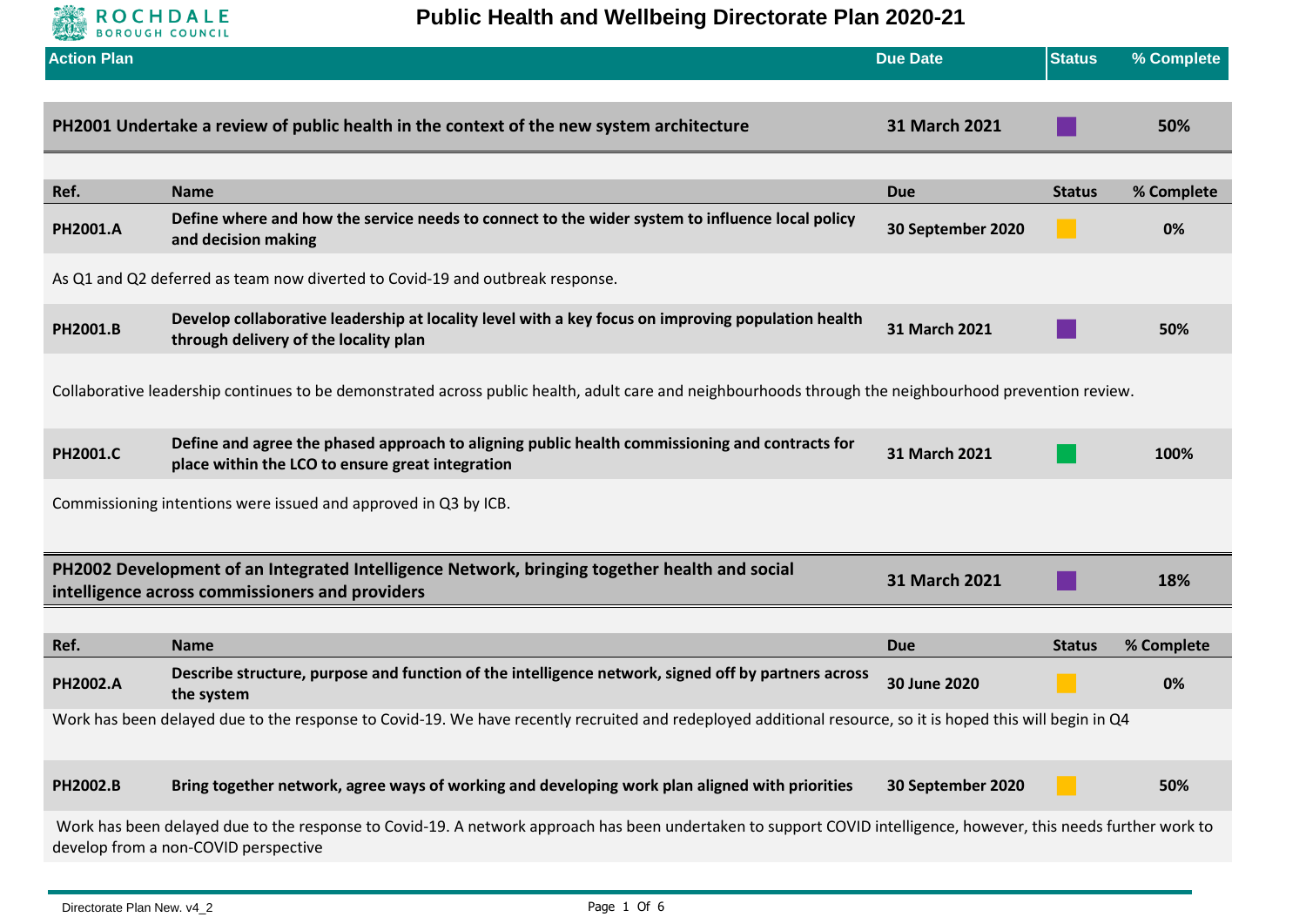# Public Health and Wellbeing Directorate Plan 2020-21

ROCHDALE BOROUGH COUNCIL

| Action Plan | Due Date | Status | % Complete |
|---|---|---|---|
| **PH2001 Undertake a review of public health in the context of the new system architecture** | **31 March 2021** | ■ (purple) | **50%** |

| Ref. | Name | Due | Status | % Complete |
|---|---|---|---|---|
| **PH2001.A** | **Define where and how the service needs to connect to the wider system to influence local policy and decision making** | **30 September 2020** | ■ (amber) | **0%** |

As Q1 and Q2 deferred as team now diverted to Covid-19 and outbreak response.

| Ref. | Name | Due | Status | % Complete |
|---|---|---|---|---|
| **PH2001.B** | **Develop collaborative leadership at locality level with a key focus on improving population health through delivery of the locality plan** | **31 March 2021** | ■ (purple) | **50%** |

Collaborative leadership continues to be demonstrated across public health, adult care and neighbourhoods through the neighbourhood prevention review.

| Ref. | Name | Due | Status | % Complete |
|---|---|---|---|---|
| **PH2001.C** | **Define and agree the phased approach to aligning public health commissioning and contracts for place within the LCO to ensure great integration** | **31 March 2021** | ■ (green) | **100%** |

Commissioning intentions were issued and approved in Q3 by ICB.

| Action Plan | Due Date | Status | % Complete |
|---|---|---|---|
| **PH2002 Development of an Integrated Intelligence Network, bringing together health and social intelligence across commissioners and providers** | **31 March 2021** | ■ (purple) | **18%** |

| Ref. | Name | Due | Status | % Complete |
|---|---|---|---|---|
| **PH2002.A** | **Describe structure, purpose and function of the intelligence network, signed off by partners across the system** | **30 June 2020** | ■ (amber) | **0%** |

Work has been delayed due to the response to Covid-19. We have recently recruited and redeployed additional resource, so it is hoped this will begin in Q4

| Ref. | Name | Due | Status | % Complete |
|---|---|---|---|---|
| **PH2002.B** | **Bring together network, agree ways of working and developing work plan aligned with priorities** | **30 September 2020** | ■ (amber) | **50%** |

Work has been delayed due to the response to Covid-19. A network approach has been undertaken to support COVID intelligence, however, this needs further work to develop from a non-COVID perspective

Directorate Plan New. v4_2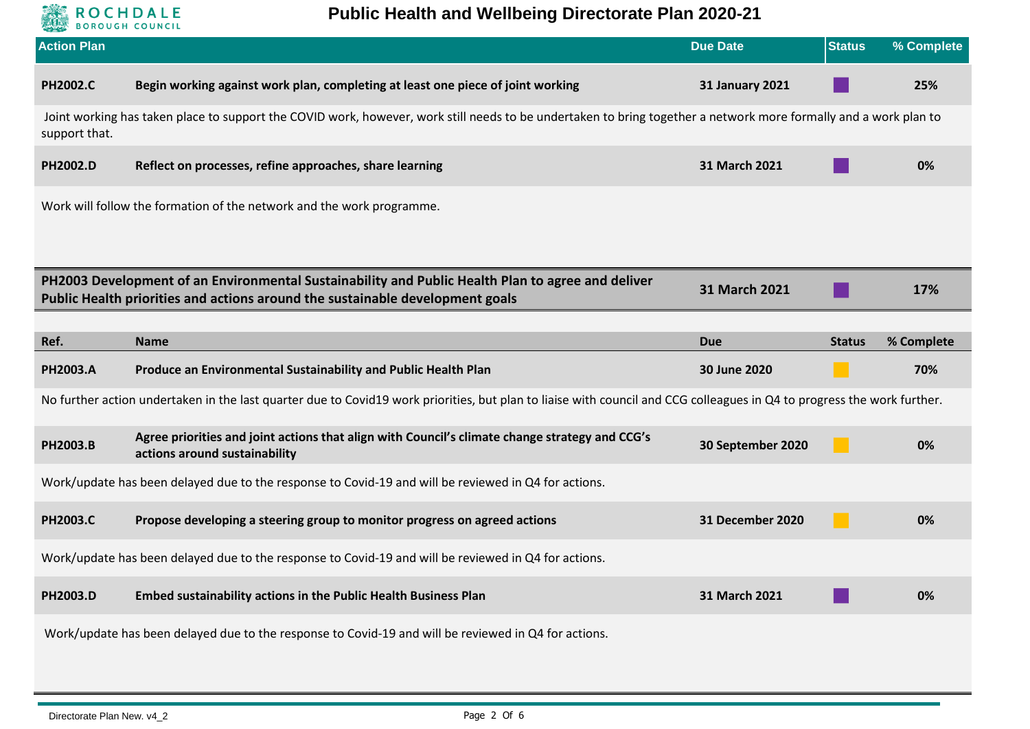# Public Health and Wellbeing Directorate Plan 2020-21

| Action Plan | | Due Date | Status | % Complete |
|---|---|---|---|---|
| **PH2002.C** | **Begin working against work plan, completing at least one piece of joint working** | **31 January 2021** | | **25%** |

Joint working has taken place to support the COVID work, however, work still needs to be undertaken to bring together a network more formally and a work plan to support that.

| | | | | |
|---|---|---|---|---|
| **PH2002.D** | **Reflect on processes, refine approaches, share learning** | **31 March 2021** | | **0%** |

Work will follow the formation of the network and the work programme.

| | Due | Status | % Complete |
|---|---|---|---|
| **PH2003 Development of an Environmental Sustainability and Public Health Plan to agree and deliver Public Health priorities and actions around the sustainable development goals** | **31 March 2021** | | **17%** |

| Ref. | Name | Due | Status | % Complete |
|---|---|---|---|---|
| **PH2003.A** | **Produce an Environmental Sustainability and Public Health Plan** | **30 June 2020** | | **70%** |

No further action undertaken in the last quarter due to Covid19 work priorities, but plan to liaise with council and CCG colleagues in Q4 to progress the work further.

| | | | | |
|---|---|---|---|---|
| **PH2003.B** | **Agree priorities and joint actions that align with Council's climate change strategy and CCG's actions around sustainability** | **30 September 2020** | | **0%** |

Work/update has been delayed due to the response to Covid-19 and will be reviewed in Q4 for actions.

| | | | | |
|---|---|---|---|---|
| **PH2003.C** | **Propose developing a steering group to monitor progress on agreed actions** | **31 December 2020** | | **0%** |

Work/update has been delayed due to the response to Covid-19 and will be reviewed in Q4 for actions.

| | | | | |
|---|---|---|---|---|
| **PH2003.D** | **Embed sustainability actions in the Public Health Business Plan** | **31 March 2021** | | **0%** |

Work/update has been delayed due to the response to Covid-19 and will be reviewed in Q4 for actions.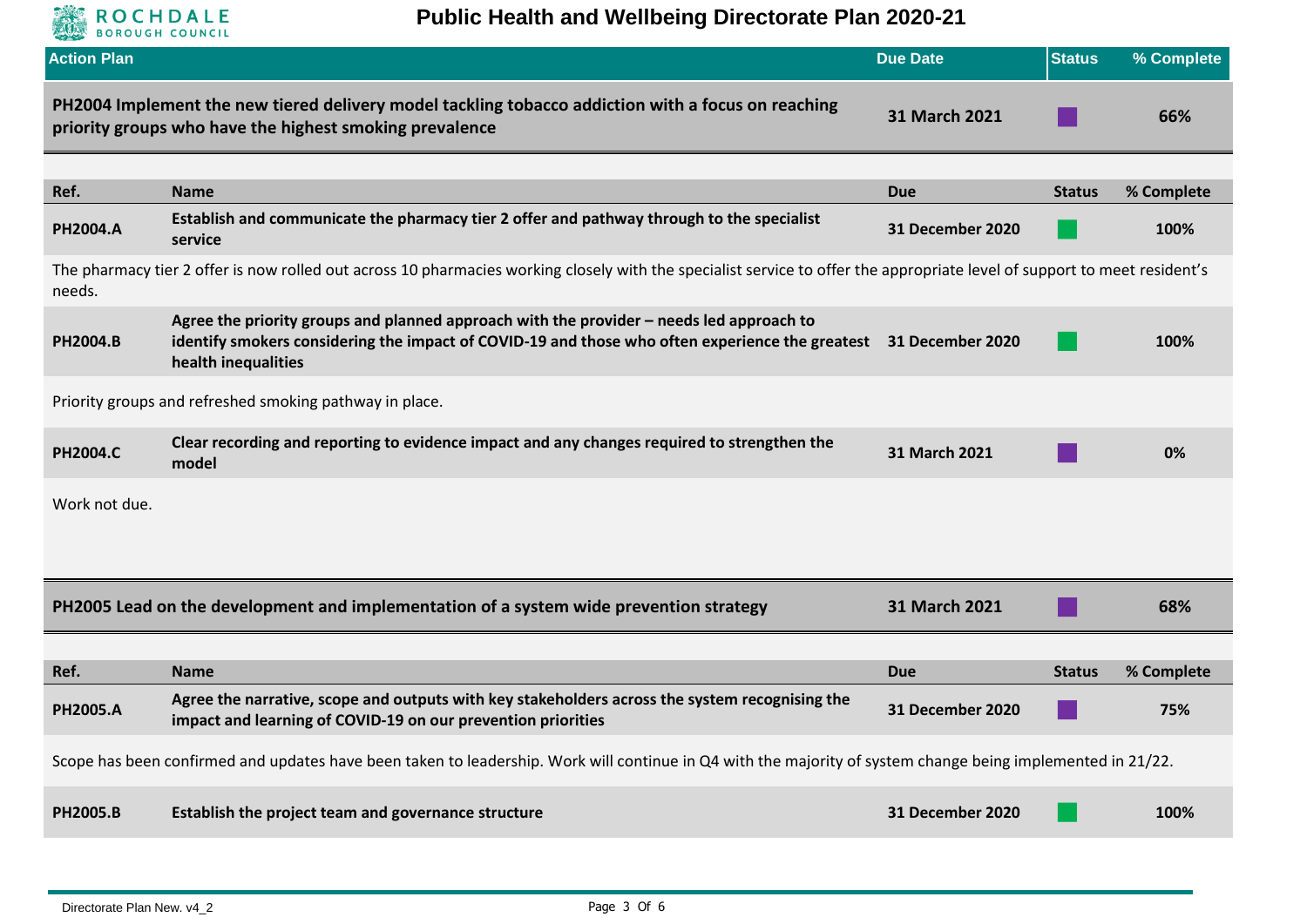# Public Health and Wellbeing Directorate Plan 2020-21

| Action Plan | Due Date | Status | % Complete |
|---|---|---|---|
| **PH2004 Implement the new tiered delivery model tackling tobacco addiction with a focus on reaching priority groups who have the highest smoking prevalence** | **31 March 2021** | ■ (purple) | **66%** |

| Ref. | Name | Due | Status | % Complete |
|---|---|---|---|---|
| **PH2004.A** | **Establish and communicate the pharmacy tier 2 offer and pathway through to the specialist service** | **31 December 2020** | ■ (green) | **100%** |

The pharmacy tier 2 offer is now rolled out across 10 pharmacies working closely with the specialist service to offer the appropriate level of support to meet resident's needs.

| Ref. | Name | Due | Status | % Complete |
|---|---|---|---|---|
| **PH2004.B** | **Agree the priority groups and planned approach with the provider – needs led approach to identify smokers considering the impact of COVID-19 and those who often experience the greatest health inequalities** | **31 December 2020** | ■ (green) | **100%** |

Priority groups and refreshed smoking pathway in place.

| Ref. | Name | Due | Status | % Complete |
|---|---|---|---|---|
| **PH2004.C** | **Clear recording and reporting to evidence impact and any changes required to strengthen the model** | **31 March 2021** | ■ (purple) | **0%** |

Work not due.

| Action Plan | Due Date | Status | % Complete |
|---|---|---|---|
| **PH2005 Lead on the development and implementation of a system wide prevention strategy** | **31 March 2021** | ■ (purple) | **68%** |

| Ref. | Name | Due | Status | % Complete |
|---|---|---|---|---|
| **PH2005.A** | **Agree the narrative, scope and outputs with key stakeholders across the system recognising the impact and learning of COVID-19 on our prevention priorities** | **31 December 2020** | ■ (purple) | **75%** |

Scope has been confirmed and updates have been taken to leadership. Work will continue in Q4 with the majority of system change being implemented in 21/22.

| Ref. | Name | Due | Status | % Complete |
|---|---|---|---|---|
| **PH2005.B** | **Establish the project team and governance structure** | **31 December 2020** | ■ (green) | **100%** |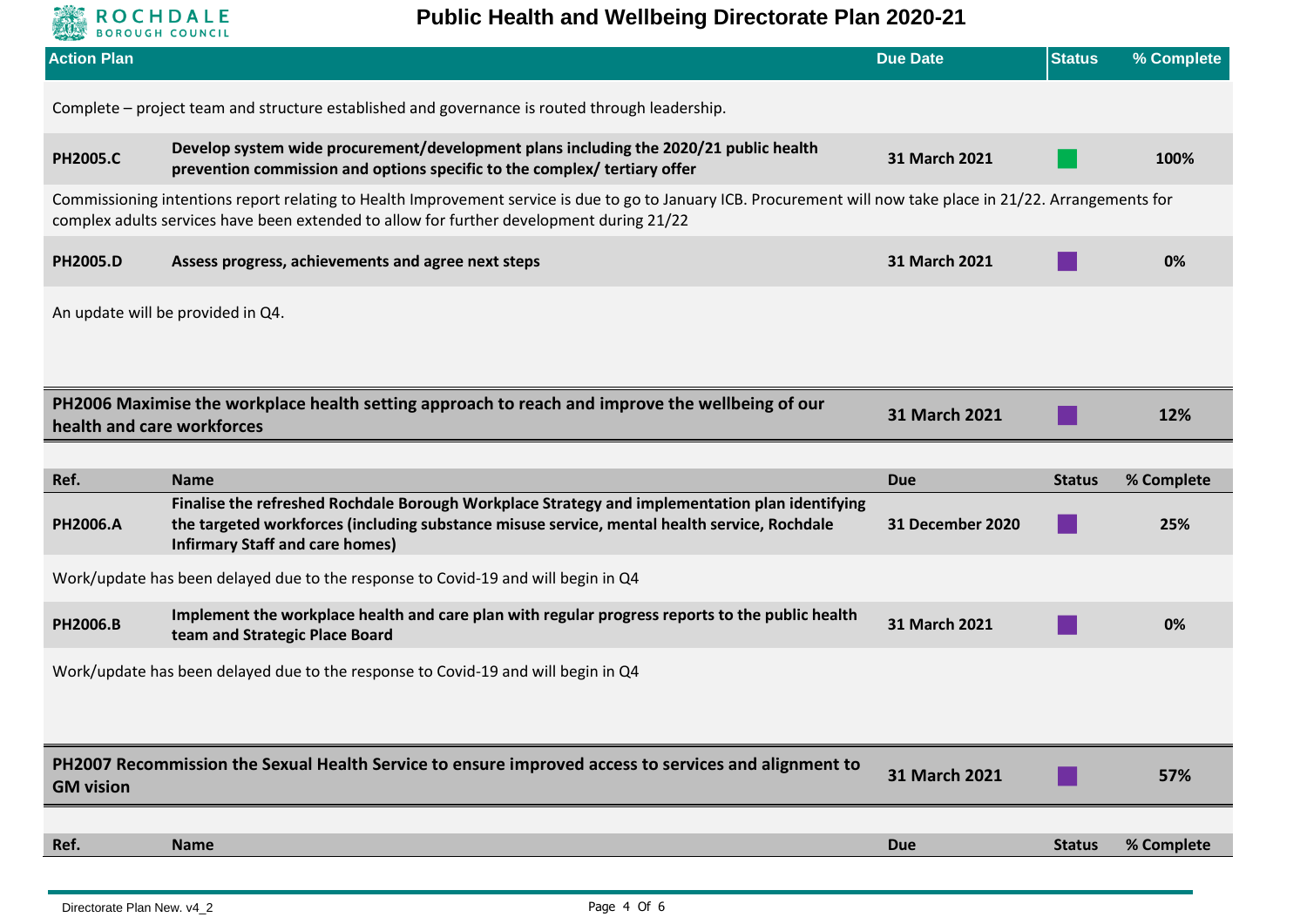| Action Plan | | Due Date | Status | % Complete |
|---|---|---|---|---|

Complete – project team and structure established and governance is routed through leadership.

| Ref. | Name | Due | Status | % Complete |
|---|---|---|---|---|
| **PH2005.C** | **Develop system wide procurement/development plans including the 2020/21 public health prevention commission and options specific to the complex/ tertiary offer** | **31 March 2021** | | **100%** |

Commissioning intentions report relating to Health Improvement service is due to go to January ICB. Procurement will now take place in 21/22. Arrangements for complex adults services have been extended to allow for further development during 21/22

| Ref. | Name | Due | Status | % Complete |
|---|---|---|---|---|
| **PH2005.D** | **Assess progress, achievements and agree next steps** | **31 March 2021** | | **0%** |

An update will be provided in Q4.

| Action Plan | Due Date | Status | % Complete |
|---|---|---|---|
| **PH2006 Maximise the workplace health setting approach to reach and improve the wellbeing of our health and care workforces** | **31 March 2021** | | **12%** |

| Ref. | Name | Due | Status | % Complete |
|---|---|---|---|---|
| **PH2006.A** | **Finalise the refreshed Rochdale Borough Workplace Strategy and implementation plan identifying the targeted workforces (including substance misuse service, mental health service, Rochdale Infirmary Staff and care homes)** | **31 December 2020** | | **25%** |

Work/update has been delayed due to the response to Covid-19 and will begin in Q4

| Ref. | Name | Due | Status | % Complete |
|---|---|---|---|---|
| **PH2006.B** | **Implement the workplace health and care plan with regular progress reports to the public health team and Strategic Place Board** | **31 March 2021** | | **0%** |

Work/update has been delayed due to the response to Covid-19 and will begin in Q4

| Action Plan | Due Date | Status | % Complete |
|---|---|---|---|
| **PH2007 Recommission the Sexual Health Service to ensure improved access to services and alignment to GM vision** | **31 March 2021** | | **57%** |

| Ref. | Name | Due | Status | % Complete |
|---|---|---|---|---|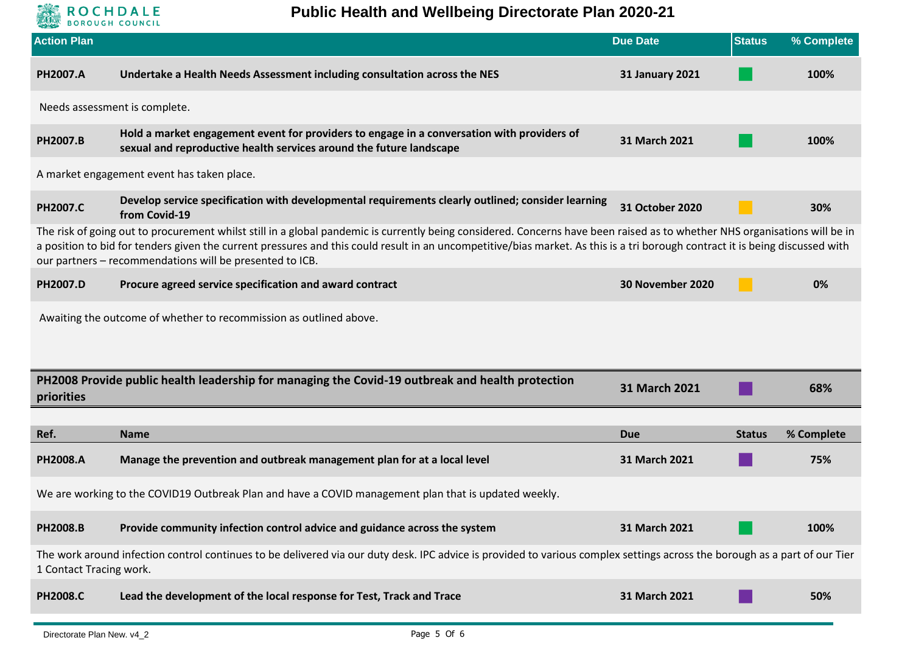| Action Plan | | Due Date | Status | % Complete |
|---|---|---|---|---|
| **PH2007.A** | **Undertake a Health Needs Assessment including consultation across the NES** | **31 January 2021** | | **100%** |

Needs assessment is complete.

| | | | | |
|---|---|---|---|---|
| **PH2007.B** | **Hold a market engagement event for providers to engage in a conversation with providers of sexual and reproductive health services around the future landscape** | **31 March 2021** | | **100%** |

A market engagement event has taken place.

| | | | | |
|---|---|---|---|---|
| **PH2007.C** | **Develop service specification with developmental requirements clearly outlined; consider learning from Covid-19** | **31 October 2020** | | **30%** |

The risk of going out to procurement whilst still in a global pandemic is currently being considered. Concerns have been raised as to whether NHS organisations will be in a position to bid for tenders given the current pressures and this could result in an uncompetitive/bias market. As this is a tri borough contract it is being discussed with our partners – recommendations will be presented to ICB.

| | | | | |
|---|---|---|---|---|
| **PH2007.D** | **Procure agreed service specification and award contract** | **30 November 2020** | | **0%** |

Awaiting the outcome of whether to recommission as outlined above.

| | Due Date | Status | % Complete |
|---|---|---|---|
| **PH2008 Provide public health leadership for managing the Covid-19 outbreak and health protection priorities** | **31 March 2021** | | **68%** |

| Ref. | Name | Due | Status | % Complete |
|---|---|---|---|---|
| **PH2008.A** | **Manage the prevention and outbreak management plan for at a local level** | **31 March 2021** | | **75%** |

We are working to the COVID19 Outbreak Plan and have a COVID management plan that is updated weekly.

| | | | | |
|---|---|---|---|---|
| **PH2008.B** | **Provide community infection control advice and guidance across the system** | **31 March 2021** | | **100%** |

The work around infection control continues to be delivered via our duty desk. IPC advice is provided to various complex settings across the borough as a part of our Tier 1 Contact Tracing work.

| | | | | |
|---|---|---|---|---|
| **PH2008.C** | **Lead the development of the local response for Test, Track and Trace** | **31 March 2021** | | **50%** |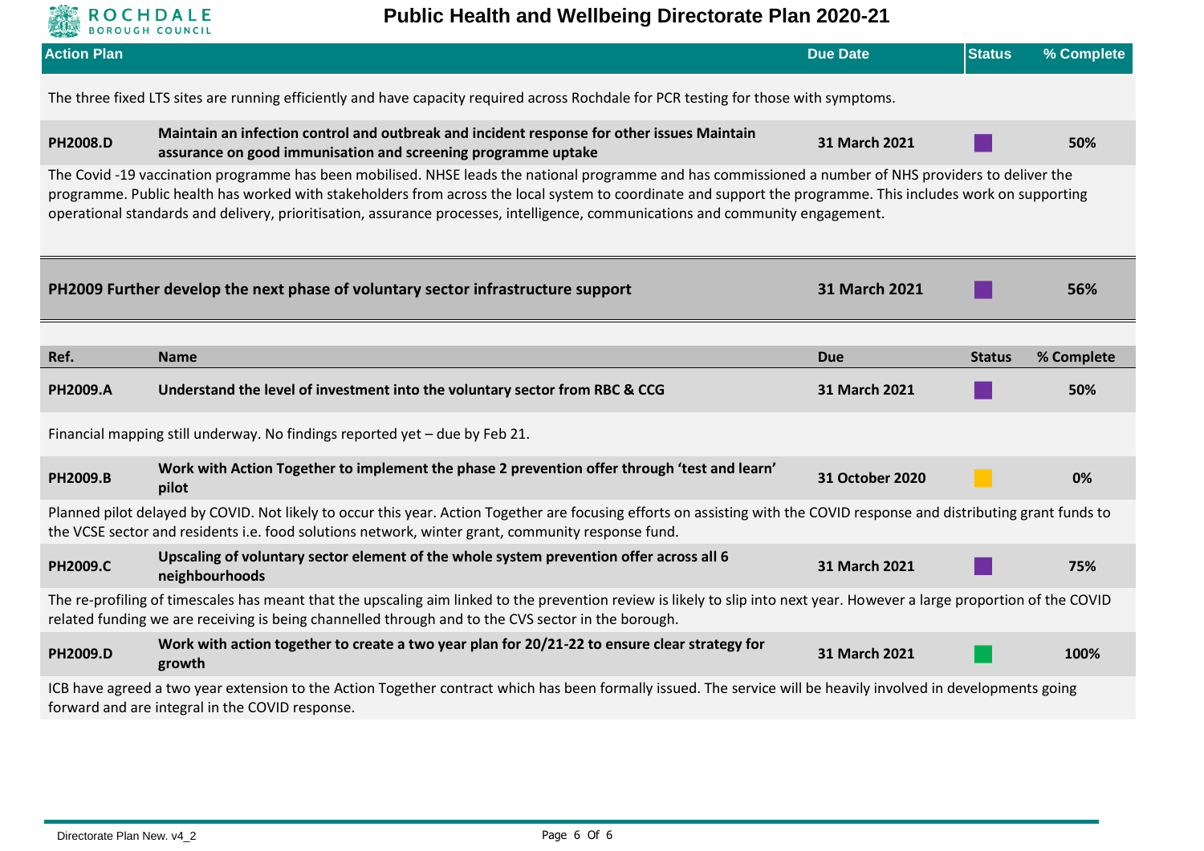| Action Plan | | Due Date | Status | % Complete |
|---|---|---|---|---|

The three fixed LTS sites are running efficiently and have capacity required across Rochdale for PCR testing for those with symptoms.

| | | | | |
|---|---|---|---|---|
| **PH2008.D** | **Maintain an infection control and outbreak and incident response for other issues Maintain assurance on good immunisation and screening programme uptake** | **31 March 2021** | | **50%** |

The Covid -19 vaccination programme has been mobilised. NHSE leads the national programme and has commissioned a number of NHS providers to deliver the programme. Public health has worked with stakeholders from across the local system to coordinate and support the programme. This includes work on supporting operational standards and delivery, prioritisation, assurance processes, intelligence, communications and community engagement.

| | | | |
|---|---|---|---|
| **PH2009 Further develop the next phase of voluntary sector infrastructure support** | **31 March 2021** | | **56%** |

| Ref. | Name | Due | Status | % Complete |
|---|---|---|---|---|
| **PH2009.A** | **Understand the level of investment into the voluntary sector from RBC & CCG** | **31 March 2021** | | **50%** |

Financial mapping still underway. No findings reported yet – due by Feb 21.

| | | | | |
|---|---|---|---|---|
| **PH2009.B** | **Work with Action Together to implement the phase 2 prevention offer through 'test and learn' pilot** | **31 October 2020** | | **0%** |

Planned pilot delayed by COVID. Not likely to occur this year. Action Together are focusing efforts on assisting with the COVID response and distributing grant funds to the VCSE sector and residents i.e. food solutions network, winter grant, community response fund.

| | | | | |
|---|---|---|---|---|
| **PH2009.C** | **Upscaling of voluntary sector element of the whole system prevention offer across all 6 neighbourhoods** | **31 March 2021** | | **75%** |

The re-profiling of timescales has meant that the upscaling aim linked to the prevention review is likely to slip into next year. However a large proportion of the COVID related funding we are receiving is being channelled through and to the CVS sector in the borough.

| | | | | |
|---|---|---|---|---|
| **PH2009.D** | **Work with action together to create a two year plan for 20/21-22 to ensure clear strategy for growth** | **31 March 2021** | | **100%** |

ICB have agreed a two year extension to the Action Together contract which has been formally issued. The service will be heavily involved in developments going forward and are integral in the COVID response.